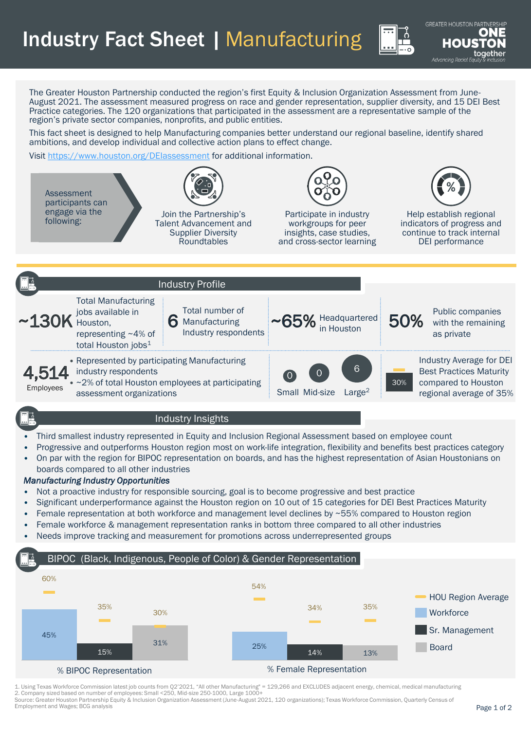# Industry Fact Sheet | Manufacturing

GREATER HOUSTON PARTNERSHIP ONE HOUSTON together — Advancing Racial Equity & Inclusion

The Greater Houston Partnership conducted the region's first Equity & Inclusion Organization Assessment from June-August 2021. The assessment measured progress on race and gender representation, supplier diversity, and 15 DEI Best Practice categories. The 120 organizations that participated in the assessment are a representative sample of the region's private sector companies, nonprofits, and public entities.

This fact sheet is designed to help Manufacturing companies better understand our regional baseline, identify shared ambitions, and develop individual and collective action plans to effect change.

Visit https://www.houston.org/DElassessment for additional information.

Assessment participants can engage via the following:

- Join the Partnership's Talent Advancement and Supplier Diversity Roundtables
- Participate in industry workgroups for peer insights, case studies, and cross-sector learning
- Help establish regional indicators of progress and continue to track internal DEI performance

## Industry Profile

- **~130K** Total Manufacturing jobs available in Houston, representing ~4% of total Houston jobs[1]
- **6** Total number of Manufacturing Industry respondents
- **~65%** Headquartered in Houston
- **50%** Public companies with the remaining as private
- **4,514** Employees
  - Represented by participating Manufacturing industry respondents
  - ~2% of total Houston employees at participating assessment organizations
- Small: 0 | Mid-size: 0 | Large[2]: 6
- **30%** Industry Average for DEI Best Practices Maturity compared to Houston regional average of 35%

## Industry Insights

- Third smallest industry represented in Equity and Inclusion Regional Assessment based on employee count
- Progressive and outperforms Houston region most on work-life integration, flexibility and benefits best practices category
- On par with the region for BIPOC representation on boards, and has the highest representation of Asian Houstonians on boards compared to all other industries

***Manufacturing Industry Opportunities***

- Not a proactive industry for responsible sourcing, goal is to become progressive and best practice
- Significant underperformance against the Houston region on 10 out of 15 categories for DEI Best Practices Maturity
- Female representation at both workforce and management level declines by ~55% compared to Houston region
- Female workforce & management representation ranks in bottom three compared to all other industries
- Needs improve tracking and measurement for promotions across underrepresented groups

## BIPOC (Black, Indigenous, People of Color) & Gender Representation

| | Workforce | Sr. Management | Board |
|---|---|---|---|
| % BIPOC Representation | 45% | 15% | 31% |
| HOU Region Average (BIPOC) | 60% | 35% | 30% |
| % Female Representation | 25% | 14% | 13% |
| HOU Region Average (Female) | 54% | 34% | 35% |

1. Using Texas Workforce Commission latest job counts from Q2'2021, "All other Manufacturing" = 129,266 and EXCLUDES adjacent energy, chemical, medical manufacturing
2. Company sized based on number of employees: Small <250, Mid-size 250-1000, Large 1000+

Source: Greater Houston Partnership Equity & Inclusion Organization Assessment (June-August 2021, 120 organizations); Texas Workforce Commission, Quarterly Census of Employment and Wages; BCG analysis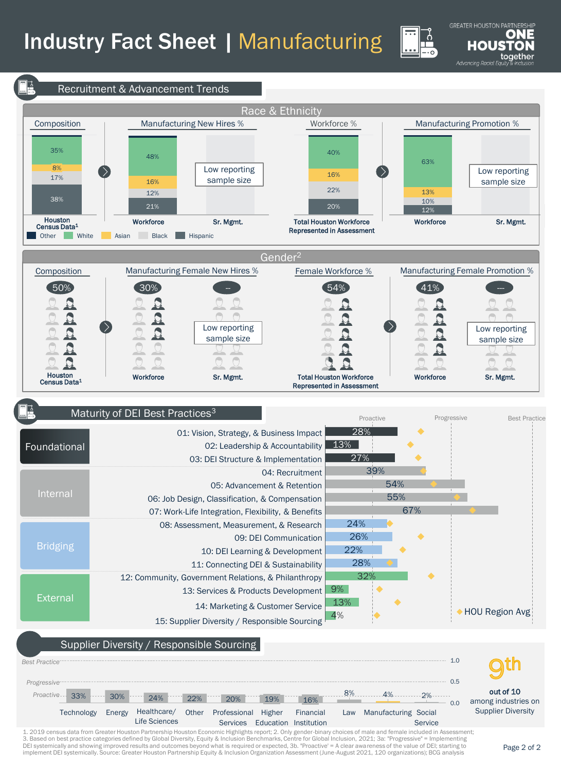# Industry Fact Sheet | Manufacturing

GREATER HOUSTON PARTNERSHIP
ONE HOUSTON together
Advancing Racial Equity & Inclusion

## Recruitment & Advancement Trends

### Race & Ethnicity

Composition
35%
8%
17%
38%
Houston Census Data[1]

Manufacturing New Hires %
48%
16%
12%
21%
Workforce
Low reporting sample size
Sr. Mgmt.

Workforce %
40%
16%
22%
20%
Total Houston Workforce Represented in Assessment

Manufacturing Promotion %
63%
13%
10%
12%
Workforce
Low reporting sample size
Sr. Mgmt.

Other · White · Asian · Black · Hispanic

### Gender[2]

Composition
50%
Houston Census Data[1]

Manufacturing Female New Hires %
30%
Workforce
--
Low reporting sample size
Sr. Mgmt.

Female Workforce %
54%
Total Houston Workforce Represented in Assessment

Manufacturing Female Promotion %
41%
Workforce
---
Low reporting sample size
Sr. Mgmt.

## Maturity of DEI Best Practices[3]

Proactive · Progressive · Best Practice

Foundational
01: Vision, Strategy, & Business Impact 28%
02: Leadership & Accountability 13%
03: DEI Structure & Implementation 27%

Internal
04: Recruitment 39%
05: Advancement & Retention 54%
06: Job Design, Classification, & Compensation 55%
07: Work-Life Integration, Flexibility, & Benefits 67%

Bridging
08: Assessment, Measurement, & Research 24%
09: DEI Communication 26%
10: DEI Learning & Development 22%
11: Connecting DEI & Sustainability 28%

External
12: Community, Government Relations, & Philanthropy 32%
13: Services & Products Development 9%
14: Marketing & Customer Service 13%
15: Supplier Diversity / Responsible Sourcing 4%

◆ HOU Region Avg

## Supplier Diversity / Responsible Sourcing

Best Practice 1.0
Progressive 0.5
Proactive 0.0

Technology 33%
Energy 30%
Healthcare/ Life Sciences 24%
Other 22%
Professional Services 20%
Higher Education 19%
Financial Institution 16%
Law 8%
Manufacturing 4%
Social Service 2%

**9th** out of 10 among industries on Supplier Diversity

1. 2019 census data from Greater Houston Partnership Houston Economic Highlights report; 2. Only gender-binary choices of male and female included in Assessment; 3. Based on best practice categories defined by Global Diversity, Equity & Inclusion Benchmarks, Centre for Global Inclusion, 2021; 3a: "Progressive" = Implementing DEI systemically and showing improved results and outcomes beyond what is required or expected, 3b. "Proactive" = A clear awareness of the value of DEI; starting to implement DEI systemically. Source: Greater Houston Partnership Equity & Inclusion Organization Assessment (June-August 2021, 120 organizations); BCG analysis